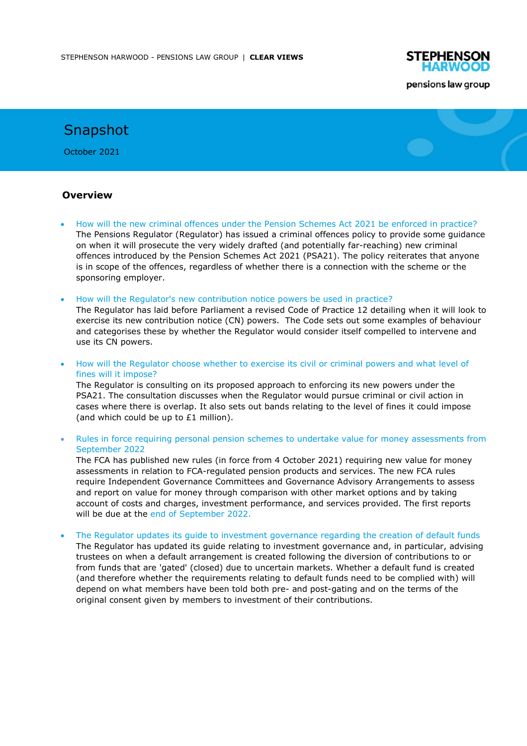# Snapshot

October 2021

## Overview

- How will the new criminal offences under the Pension Schemes Act 2021 be enforced in practice?
  The Pensions Regulator (Regulator) has issued a criminal offences policy to provide some guidance on when it will prosecute the very widely drafted (and potentially far-reaching) new criminal offences introduced by the Pension Schemes Act 2021 (PSA21). The policy reiterates that anyone is in scope of the offences, regardless of whether there is a connection with the scheme or the sponsoring employer.

- How will the Regulator's new contribution notice powers be used in practice?
  The Regulator has laid before Parliament a revised Code of Practice 12 detailing when it will look to exercise its new contribution notice (CN) powers. The Code sets out some examples of behaviour and categorises these by whether the Regulator would consider itself compelled to intervene and use its CN powers.

- How will the Regulator choose whether to exercise its civil or criminal powers and what level of fines will it impose?
  The Regulator is consulting on its proposed approach to enforcing its new powers under the PSA21. The consultation discusses when the Regulator would pursue criminal or civil action in cases where there is overlap. It also sets out bands relating to the level of fines it could impose (and which could be up to £1 million).

- Rules in force requiring personal pension schemes to undertake value for money assessments from September 2022
  The FCA has published new rules (in force from 4 October 2021) requiring new value for money assessments in relation to FCA-regulated pension products and services. The new FCA rules require Independent Governance Committees and Governance Advisory Arrangements to assess and report on value for money through comparison with other market options and by taking account of costs and charges, investment performance, and services provided. The first reports will be due at the end of September 2022.

- The Regulator updates its guide to investment governance regarding the creation of default funds
  The Regulator has updated its guide relating to investment governance and, in particular, advising trustees on when a default arrangement is created following the diversion of contributions to or from funds that are 'gated' (closed) due to uncertain markets. Whether a default fund is created (and therefore whether the requirements relating to default funds need to be complied with) will depend on what members have been told both pre- and post-gating and on the terms of the original consent given by members to investment of their contributions.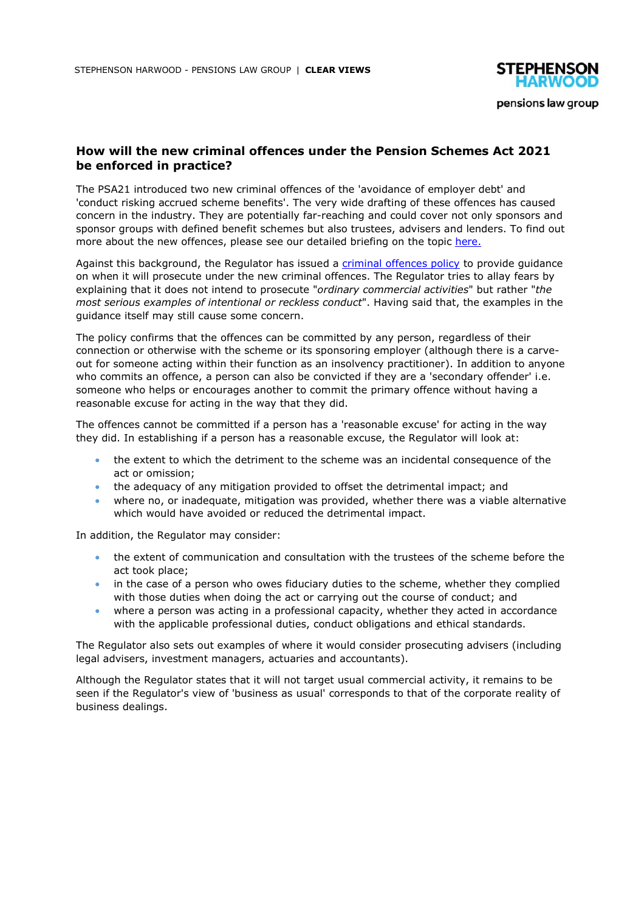## How will the new criminal offences under the Pension Schemes Act 2021 be enforced in practice?

The PSA21 introduced two new criminal offences of the 'avoidance of employer debt' and 'conduct risking accrued scheme benefits'. The very wide drafting of these offences has caused concern in the industry. They are potentially far-reaching and could cover not only sponsors and sponsor groups with defined benefit schemes but also trustees, advisers and lenders. To find out more about the new offences, please see our detailed briefing on the topic here.

Against this background, the Regulator has issued a criminal offences policy to provide guidance on when it will prosecute under the new criminal offences. The Regulator tries to allay fears by explaining that it does not intend to prosecute "*ordinary commercial activities*" but rather "*the most serious examples of intentional or reckless conduct*". Having said that, the examples in the guidance itself may still cause some concern.

The policy confirms that the offences can be committed by any person, regardless of their connection or otherwise with the scheme or its sponsoring employer (although there is a carve-out for someone acting within their function as an insolvency practitioner). In addition to anyone who commits an offence, a person can also be convicted if they are a 'secondary offender' i.e. someone who helps or encourages another to commit the primary offence without having a reasonable excuse for acting in the way that they did.

The offences cannot be committed if a person has a 'reasonable excuse' for acting in the way they did. In establishing if a person has a reasonable excuse, the Regulator will look at:

- the extent to which the detriment to the scheme was an incidental consequence of the act or omission;
- the adequacy of any mitigation provided to offset the detrimental impact; and
- where no, or inadequate, mitigation was provided, whether there was a viable alternative which would have avoided or reduced the detrimental impact.

In addition, the Regulator may consider:

- the extent of communication and consultation with the trustees of the scheme before the act took place;
- in the case of a person who owes fiduciary duties to the scheme, whether they complied with those duties when doing the act or carrying out the course of conduct; and
- where a person was acting in a professional capacity, whether they acted in accordance with the applicable professional duties, conduct obligations and ethical standards.

The Regulator also sets out examples of where it would consider prosecuting advisers (including legal advisers, investment managers, actuaries and accountants).

Although the Regulator states that it will not target usual commercial activity, it remains to be seen if the Regulator's view of 'business as usual' corresponds to that of the corporate reality of business dealings.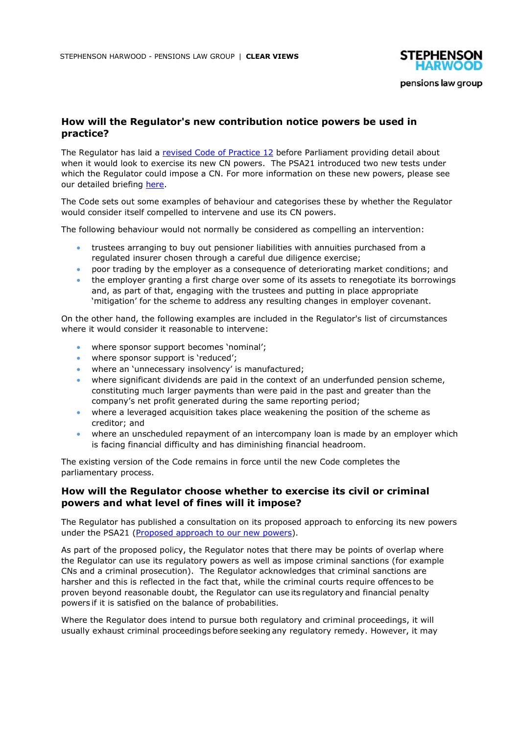## How will the Regulator's new contribution notice powers be used in practice?

The Regulator has laid a [revised Code of Practice 12](#) before Parliament providing detail about when it would look to exercise its new CN powers. The PSA21 introduced two new tests under which the Regulator could impose a CN. For more information on these new powers, please see our detailed briefing [here](#).

The Code sets out some examples of behaviour and categorises these by whether the Regulator would consider itself compelled to intervene and use its CN powers.

The following behaviour would not normally be considered as compelling an intervention:

- trustees arranging to buy out pensioner liabilities with annuities purchased from a regulated insurer chosen through a careful due diligence exercise;
- poor trading by the employer as a consequence of deteriorating market conditions; and
- the employer granting a first charge over some of its assets to renegotiate its borrowings and, as part of that, engaging with the trustees and putting in place appropriate 'mitigation' for the scheme to address any resulting changes in employer covenant.

On the other hand, the following examples are included in the Regulator's list of circumstances where it would consider it reasonable to intervene:

- where sponsor support becomes 'nominal';
- where sponsor support is 'reduced';
- where an 'unnecessary insolvency' is manufactured;
- where significant dividends are paid in the context of an underfunded pension scheme, constituting much larger payments than were paid in the past and greater than the company's net profit generated during the same reporting period;
- where a leveraged acquisition takes place weakening the position of the scheme as creditor; and
- where an unscheduled repayment of an intercompany loan is made by an employer which is facing financial difficulty and has diminishing financial headroom.

The existing version of the Code remains in force until the new Code completes the parliamentary process.

## How will the Regulator choose whether to exercise its civil or criminal powers and what level of fines will it impose?

The Regulator has published a consultation on its proposed approach to enforcing its new powers under the PSA21 ([Proposed approach to our new powers](#)).

As part of the proposed policy, the Regulator notes that there may be points of overlap where the Regulator can use its regulatory powers as well as impose criminal sanctions (for example CNs and a criminal prosecution). The Regulator acknowledges that criminal sanctions are harsher and this is reflected in the fact that, while the criminal courts require offences to be proven beyond reasonable doubt, the Regulator can use its regulatory and financial penalty powers if it is satisfied on the balance of probabilities.

Where the Regulator does intend to pursue both regulatory and criminal proceedings, it will usually exhaust criminal proceedings before seeking any regulatory remedy. However, it may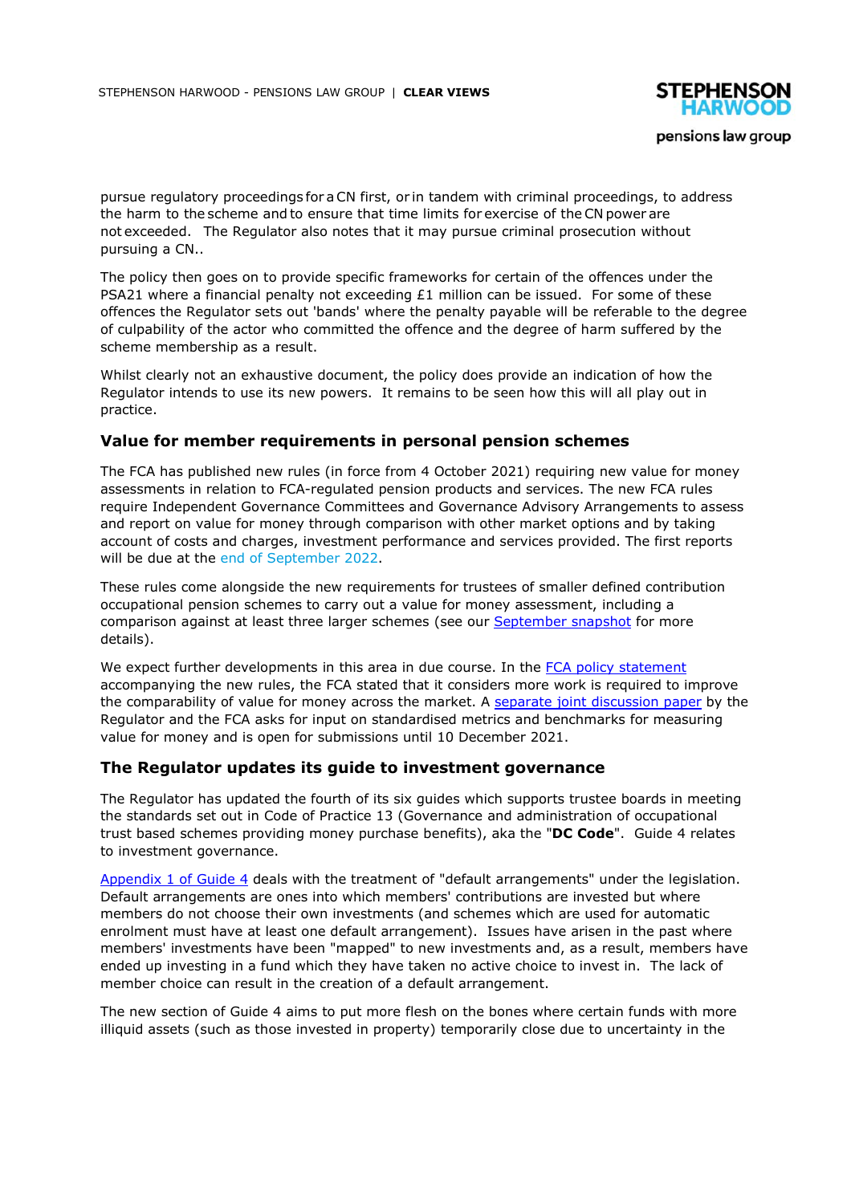pursue regulatory proceedings for a CN first, or in tandem with criminal proceedings, to address the harm to the scheme and to ensure that time limits for exercise of the CN power are not exceeded. The Regulator also notes that it may pursue criminal prosecution without pursuing a CN..

The policy then goes on to provide specific frameworks for certain of the offences under the PSA21 where a financial penalty not exceeding £1 million can be issued. For some of these offences the Regulator sets out 'bands' where the penalty payable will be referable to the degree of culpability of the actor who committed the offence and the degree of harm suffered by the scheme membership as a result.

Whilst clearly not an exhaustive document, the policy does provide an indication of how the Regulator intends to use its new powers. It remains to be seen how this will all play out in practice.

## Value for member requirements in personal pension schemes

The FCA has published new rules (in force from 4 October 2021) requiring new value for money assessments in relation to FCA-regulated pension products and services. The new FCA rules require Independent Governance Committees and Governance Advisory Arrangements to assess and report on value for money through comparison with other market options and by taking account of costs and charges, investment performance and services provided. The first reports will be due at the end of September 2022.

These rules come alongside the new requirements for trustees of smaller defined contribution occupational pension schemes to carry out a value for money assessment, including a comparison against at least three larger schemes (see our September snapshot for more details).

We expect further developments in this area in due course. In the FCA policy statement accompanying the new rules, the FCA stated that it considers more work is required to improve the comparability of value for money across the market. A separate joint discussion paper by the Regulator and the FCA asks for input on standardised metrics and benchmarks for measuring value for money and is open for submissions until 10 December 2021.

## The Regulator updates its guide to investment governance

The Regulator has updated the fourth of its six guides which supports trustee boards in meeting the standards set out in Code of Practice 13 (Governance and administration of occupational trust based schemes providing money purchase benefits), aka the "**DC Code**". Guide 4 relates to investment governance.

Appendix 1 of Guide 4 deals with the treatment of "default arrangements" under the legislation. Default arrangements are ones into which members' contributions are invested but where members do not choose their own investments (and schemes which are used for automatic enrolment must have at least one default arrangement). Issues have arisen in the past where members' investments have been "mapped" to new investments and, as a result, members have ended up investing in a fund which they have taken no active choice to invest in. The lack of member choice can result in the creation of a default arrangement.

The new section of Guide 4 aims to put more flesh on the bones where certain funds with more illiquid assets (such as those invested in property) temporarily close due to uncertainty in the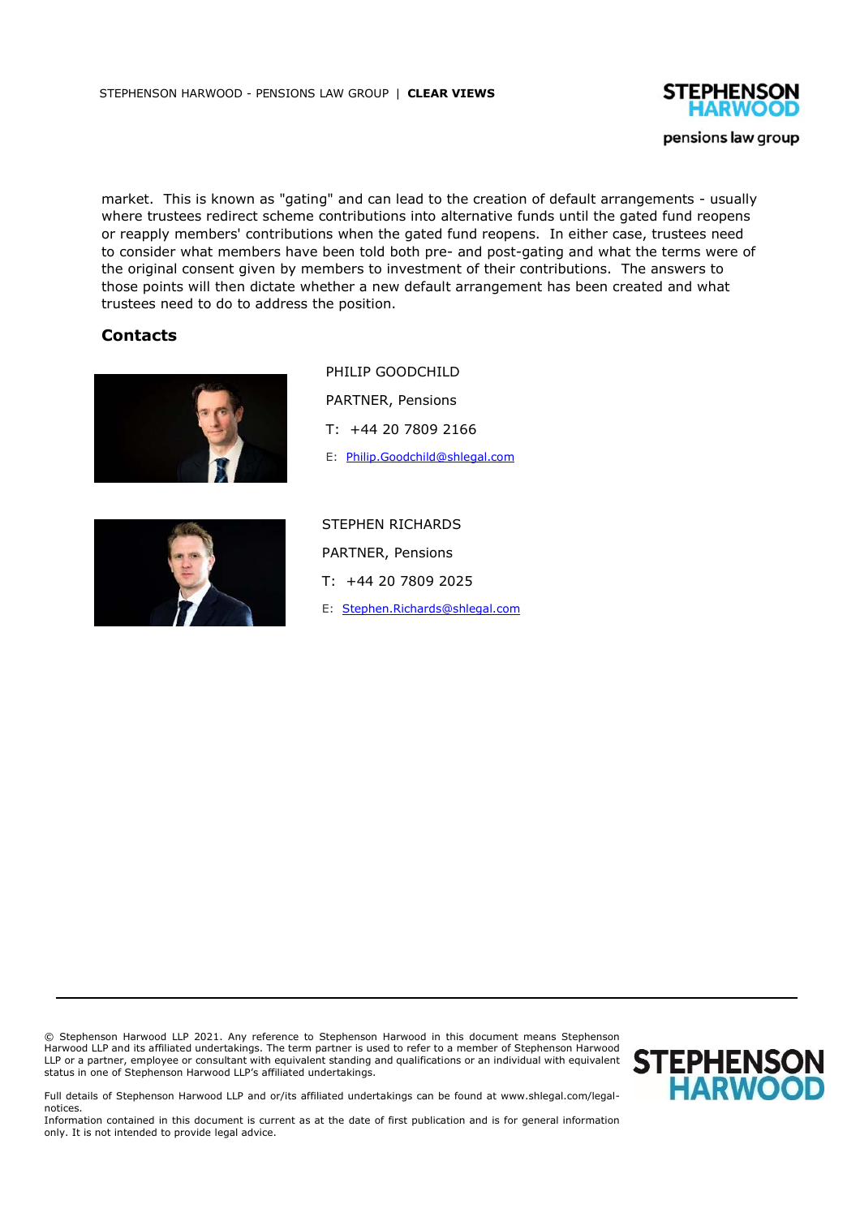market. This is known as "gating" and can lead to the creation of default arrangements - usually where trustees redirect scheme contributions into alternative funds until the gated fund reopens or reapply members' contributions when the gated fund reopens. In either case, trustees need to consider what members have been told both pre- and post-gating and what the terms were of the original consent given by members to investment of their contributions. The answers to those points will then dictate whether a new default arrangement has been created and what trustees need to do to address the position.

## Contacts

PHILIP GOODCHILD

PARTNER, Pensions

T: +44 20 7809 2166

E: Philip.Goodchild@shlegal.com

STEPHEN RICHARDS

PARTNER, Pensions

T: +44 20 7809 2025

E: Stephen.Richards@shlegal.com

---

© Stephenson Harwood LLP 2021. Any reference to Stephenson Harwood in this document means Stephenson Harwood LLP and its affiliated undertakings. The term partner is used to refer to a member of Stephenson Harwood LLP or a partner, employee or consultant with equivalent standing and qualifications or an individual with equivalent status in one of Stephenson Harwood LLP's affiliated undertakings.

Full details of Stephenson Harwood LLP and or/its affiliated undertakings can be found at www.shlegal.com/legal-notices.
Information contained in this document is current as at the date of first publication and is for general information only. It is not intended to provide legal advice.